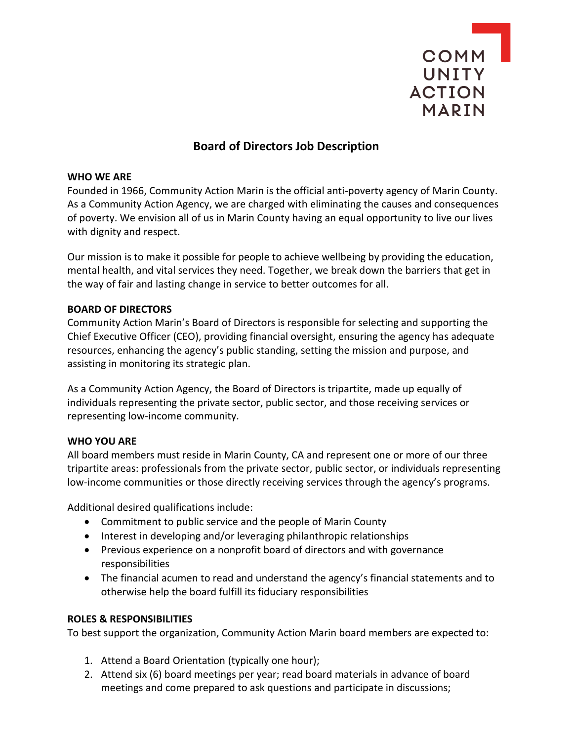COMM
UNITY
ACTION
MARIN

# Board of Directors Job Description

**WHO WE ARE**

Founded in 1966, Community Action Marin is the official anti-poverty agency of Marin County. As a Community Action Agency, we are charged with eliminating the causes and consequences of poverty. We envision all of us in Marin County having an equal opportunity to live our lives with dignity and respect.

Our mission is to make it possible for people to achieve wellbeing by providing the education, mental health, and vital services they need. Together, we break down the barriers that get in the way of fair and lasting change in service to better outcomes for all.

**BOARD OF DIRECTORS**

Community Action Marin's Board of Directors is responsible for selecting and supporting the Chief Executive Officer (CEO), providing financial oversight, ensuring the agency has adequate resources, enhancing the agency's public standing, setting the mission and purpose, and assisting in monitoring its strategic plan.

As a Community Action Agency, the Board of Directors is tripartite, made up equally of individuals representing the private sector, public sector, and those receiving services or representing low-income community.

**WHO YOU ARE**

All board members must reside in Marin County, CA and represent one or more of our three tripartite areas: professionals from the private sector, public sector, or individuals representing low-income communities or those directly receiving services through the agency's programs.

Additional desired qualifications include:

- Commitment to public service and the people of Marin County
- Interest in developing and/or leveraging philanthropic relationships
- Previous experience on a nonprofit board of directors and with governance responsibilities
- The financial acumen to read and understand the agency's financial statements and to otherwise help the board fulfill its fiduciary responsibilities

**ROLES & RESPONSIBILITIES**

To best support the organization, Community Action Marin board members are expected to:

1. Attend a Board Orientation (typically one hour);
2. Attend six (6) board meetings per year; read board materials in advance of board meetings and come prepared to ask questions and participate in discussions;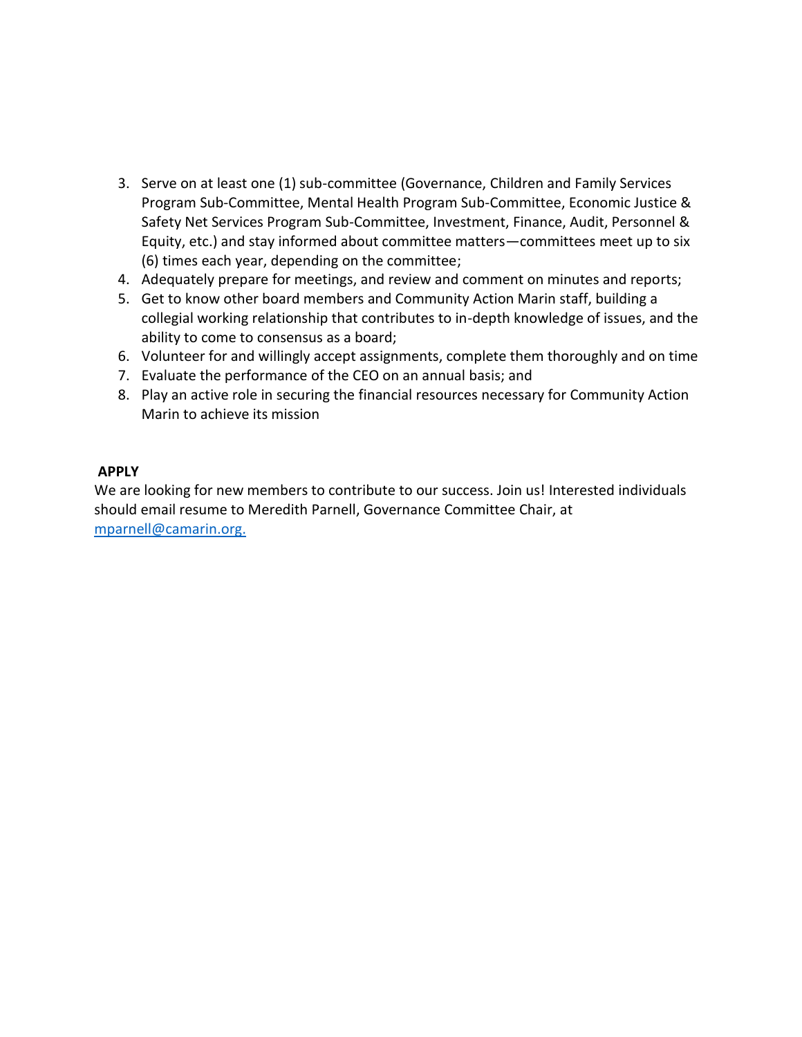3. Serve on at least one (1) sub-committee (Governance, Children and Family Services Program Sub-Committee, Mental Health Program Sub-Committee, Economic Justice & Safety Net Services Program Sub-Committee, Investment, Finance, Audit, Personnel & Equity, etc.) and stay informed about committee matters—committees meet up to six (6) times each year, depending on the committee;
4. Adequately prepare for meetings, and review and comment on minutes and reports;
5. Get to know other board members and Community Action Marin staff, building a collegial working relationship that contributes to in-depth knowledge of issues, and the ability to come to consensus as a board;
6. Volunteer for and willingly accept assignments, complete them thoroughly and on time
7. Evaluate the performance of the CEO on an annual basis; and
8. Play an active role in securing the financial resources necessary for Community Action Marin to achieve its mission

**APPLY**

We are looking for new members to contribute to our success. Join us! Interested individuals should email resume to Meredith Parnell, Governance Committee Chair, at [mparnell@camarin.org.](mailto:mparnell@camarin.org)